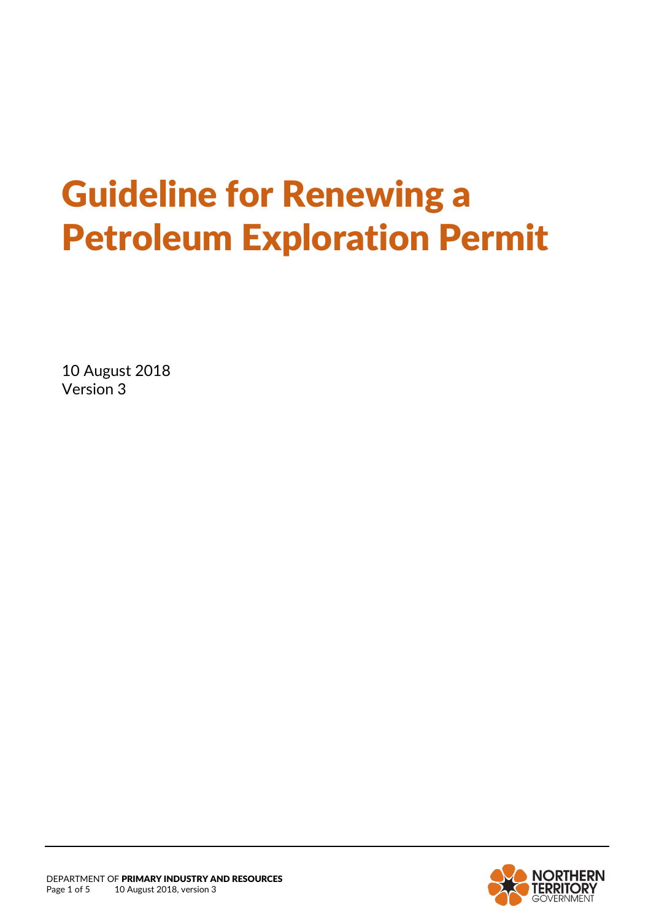# Guideline for Renewing a Petroleum Exploration Permit

10 August 2018
Version 3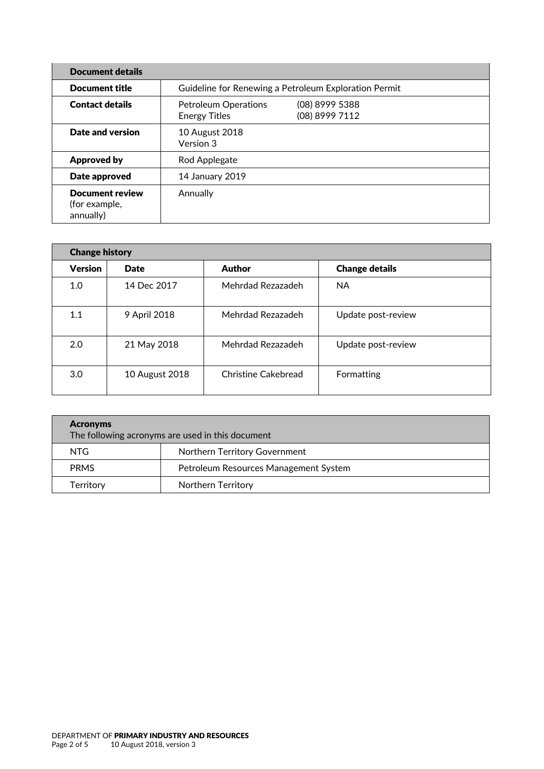| Document details | |
|---|---|
| **Document title** | Guideline for Renewing a Petroleum Exploration Permit |
| **Contact details** | Petroleum Operations (08) 8999 5388<br>Energy Titles (08) 8999 7112 |
| **Date and version** | 10 August 2018<br>Version 3 |
| **Approved by** | Rod Applegate |
| **Date approved** | 14 January 2019 |
| **Document review** (for example, annually) | Annually |

| Change history | | | |
|---|---|---|---|
| **Version** | **Date** | **Author** | **Change details** |
| 1.0 | 14 Dec 2017 | Mehrdad Rezazadeh | NA |
| 1.1 | 9 April 2018 | Mehrdad Rezazadeh | Update post-review |
| 2.0 | 21 May 2018 | Mehrdad Rezazadeh | Update post-review |
| 3.0 | 10 August 2018 | Christine Cakebread | Formatting |

| **Acronyms**<br>The following acronyms are used in this document | |
|---|---|
| NTG | Northern Territory Government |
| PRMS | Petroleum Resources Management System |
| Territory | Northern Territory |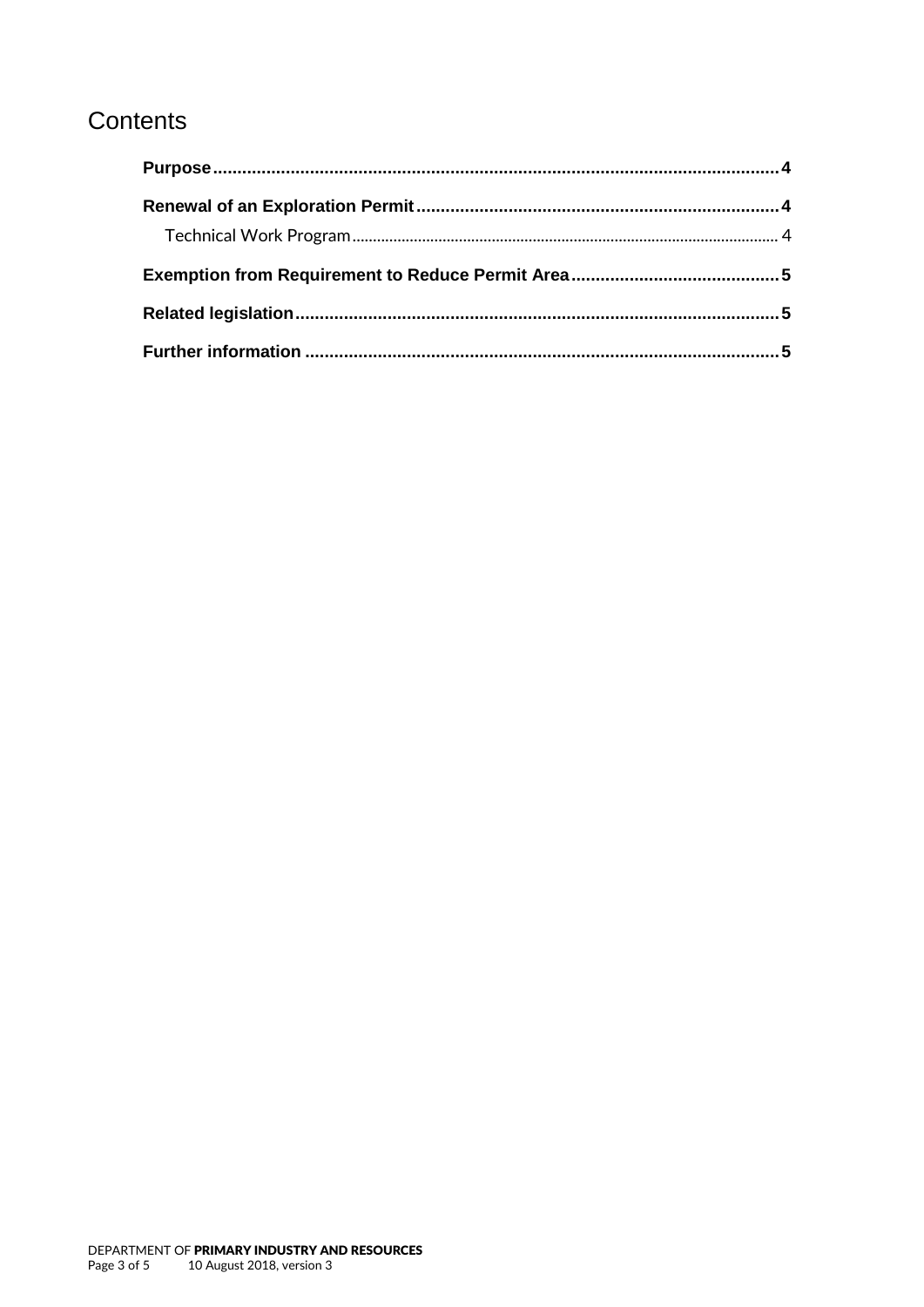# Contents

**Purpose** 4

**Renewal of an Exploration Permit** 4

- Technical Work Program 4

**Exemption from Requirement to Reduce Permit Area** 5

**Related legislation** 5

**Further information** 5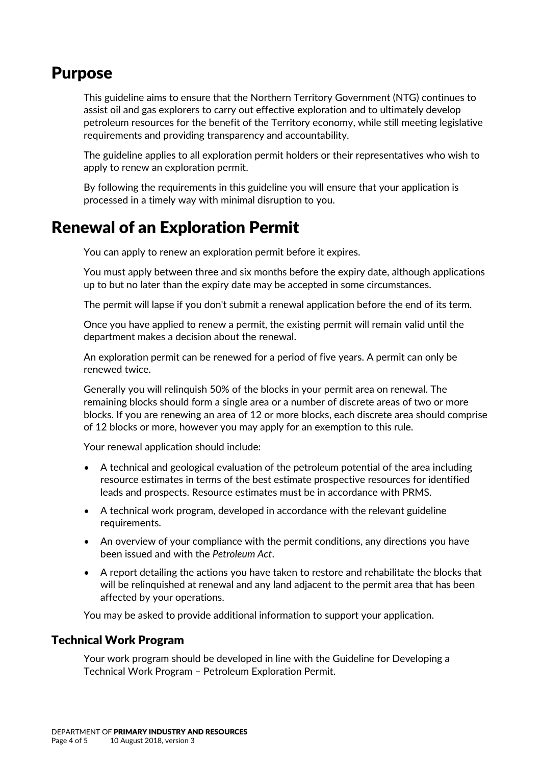## Purpose

This guideline aims to ensure that the Northern Territory Government (NTG) continues to assist oil and gas explorers to carry out effective exploration and to ultimately develop petroleum resources for the benefit of the Territory economy, while still meeting legislative requirements and providing transparency and accountability.

The guideline applies to all exploration permit holders or their representatives who wish to apply to renew an exploration permit.

By following the requirements in this guideline you will ensure that your application is processed in a timely way with minimal disruption to you.

## Renewal of an Exploration Permit

You can apply to renew an exploration permit before it expires.

You must apply between three and six months before the expiry date, although applications up to but no later than the expiry date may be accepted in some circumstances.

The permit will lapse if you don't submit a renewal application before the end of its term.

Once you have applied to renew a permit, the existing permit will remain valid until the department makes a decision about the renewal.

An exploration permit can be renewed for a period of five years. A permit can only be renewed twice.

Generally you will relinquish 50% of the blocks in your permit area on renewal. The remaining blocks should form a single area or a number of discrete areas of two or more blocks. If you are renewing an area of 12 or more blocks, each discrete area should comprise of 12 blocks or more, however you may apply for an exemption to this rule.

Your renewal application should include:

- A technical and geological evaluation of the petroleum potential of the area including resource estimates in terms of the best estimate prospective resources for identified leads and prospects. Resource estimates must be in accordance with PRMS.
- A technical work program, developed in accordance with the relevant guideline requirements.
- An overview of your compliance with the permit conditions, any directions you have been issued and with the *Petroleum Act*.
- A report detailing the actions you have taken to restore and rehabilitate the blocks that will be relinquished at renewal and any land adjacent to the permit area that has been affected by your operations.

You may be asked to provide additional information to support your application.

### Technical Work Program

Your work program should be developed in line with the Guideline for Developing a Technical Work Program – Petroleum Exploration Permit.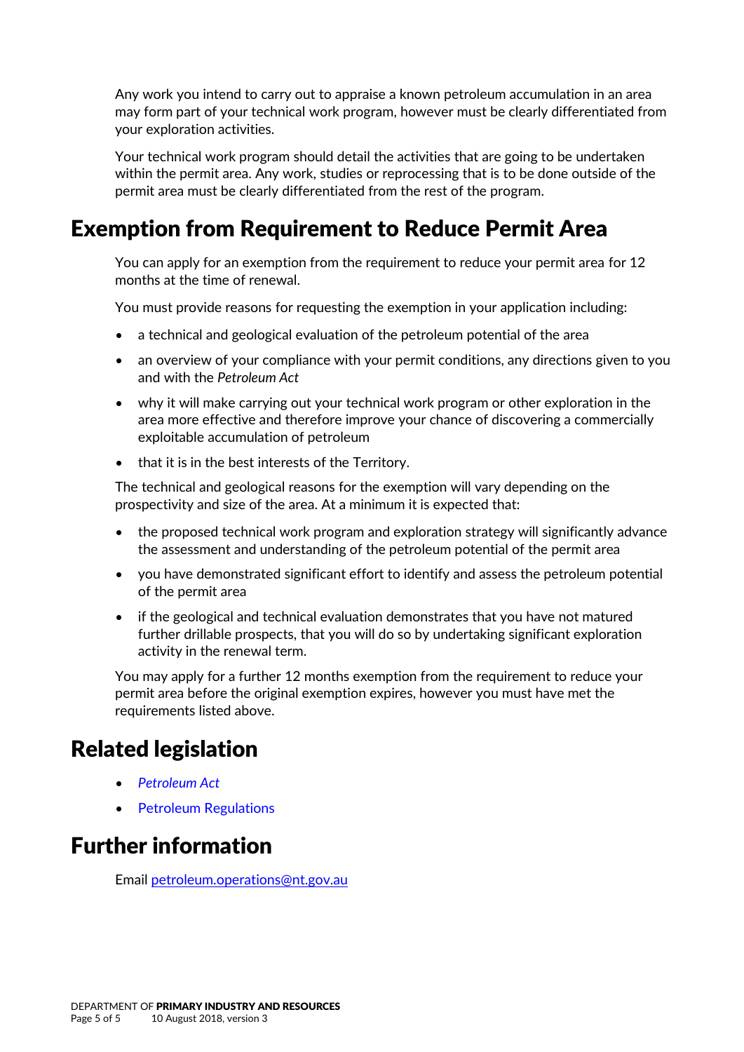Any work you intend to carry out to appraise a known petroleum accumulation in an area may form part of your technical work program, however must be clearly differentiated from your exploration activities.

Your technical work program should detail the activities that are going to be undertaken within the permit area. Any work, studies or reprocessing that is to be done outside of the permit area must be clearly differentiated from the rest of the program.

# Exemption from Requirement to Reduce Permit Area

You can apply for an exemption from the requirement to reduce your permit area for 12 months at the time of renewal.

You must provide reasons for requesting the exemption in your application including:

- a technical and geological evaluation of the petroleum potential of the area
- an overview of your compliance with your permit conditions, any directions given to you and with the *Petroleum Act*
- why it will make carrying out your technical work program or other exploration in the area more effective and therefore improve your chance of discovering a commercially exploitable accumulation of petroleum
- that it is in the best interests of the Territory.

The technical and geological reasons for the exemption will vary depending on the prospectivity and size of the area. At a minimum it is expected that:

- the proposed technical work program and exploration strategy will significantly advance the assessment and understanding of the petroleum potential of the permit area
- you have demonstrated significant effort to identify and assess the petroleum potential of the permit area
- if the geological and technical evaluation demonstrates that you have not matured further drillable prospects, that you will do so by undertaking significant exploration activity in the renewal term.

You may apply for a further 12 months exemption from the requirement to reduce your permit area before the original exemption expires, however you must have met the requirements listed above.

# Related legislation

- *Petroleum Act*
- Petroleum Regulations

# Further information

Email petroleum.operations@nt.gov.au